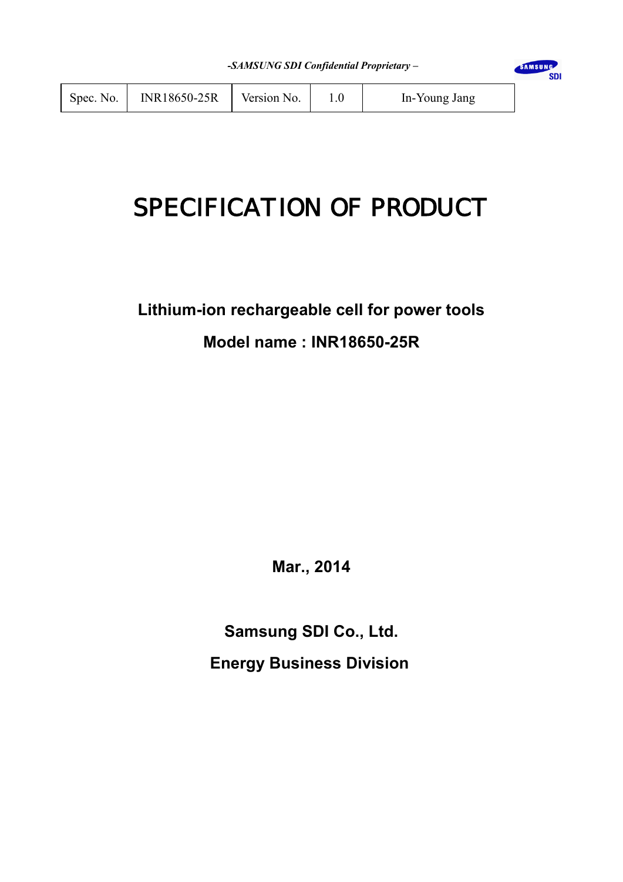*-SAMSUNG SDI Confidential Proprietary –*

| Spec. No. | INR18650-25R | Version No. | 1.0 | In-Young Jang |
|---|---|---|---|---|

# SPECIFICATION OF PRODUCT

**Lithium-ion rechargeable cell for power tools**

**Model name : INR18650-25R**

**Mar., 2014**

**Samsung SDI Co., Ltd.**

**Energy Business Division**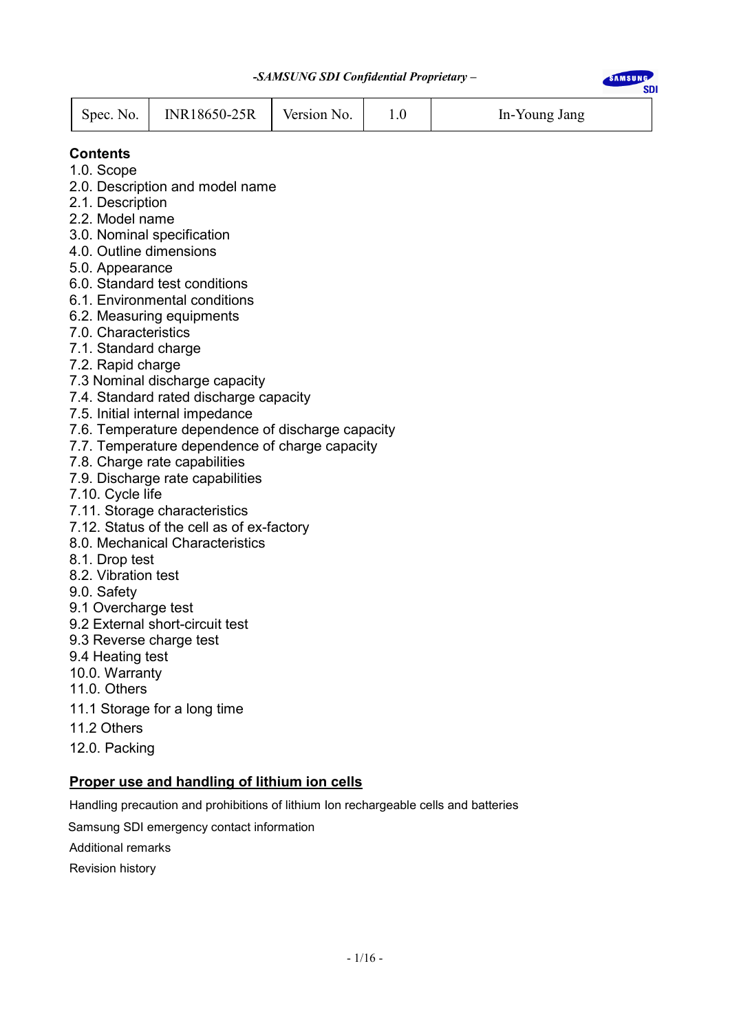| Spec. No. | INR18650-25R | Version No. | 1.0 | In-Young Jang |
|---|---|---|---|---|

**Contents**

1.0. Scope
2.0. Description and model name
2.1. Description
2.2. Model name
3.0. Nominal specification
4.0. Outline dimensions
5.0. Appearance
6.0. Standard test conditions
6.1. Environmental conditions
6.2. Measuring equipments
7.0. Characteristics
7.1. Standard charge
7.2. Rapid charge
7.3 Nominal discharge capacity
7.4. Standard rated discharge capacity
7.5. Initial internal impedance
7.6. Temperature dependence of discharge capacity
7.7. Temperature dependence of charge capacity
7.8. Charge rate capabilities
7.9. Discharge rate capabilities
7.10. Cycle life
7.11. Storage characteristics
7.12. Status of the cell as of ex-factory
8.0. Mechanical Characteristics
8.1. Drop test
8.2. Vibration test
9.0. Safety
9.1 Overcharge test
9.2 External short-circuit test
9.3 Reverse charge test
9.4 Heating test
10.0. Warranty
11.0. Others
11.1 Storage for a long time
11.2 Others
12.0. Packing

**Proper use and handling of lithium ion cells**

Handling precaution and prohibitions of lithium Ion rechargeable cells and batteries

Samsung SDI emergency contact information

Additional remarks

Revision history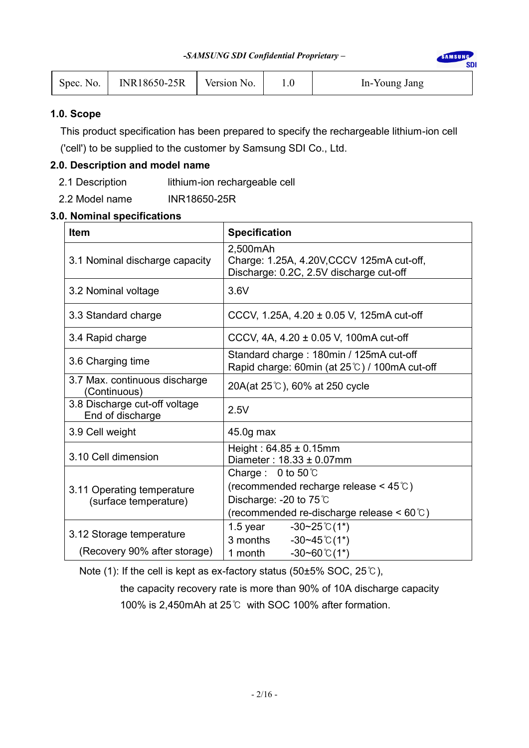-SAMSUNG SDI Confidential Proprietary –

| Spec. No. | INR18650-25R | Version No. | 1.0 | In-Young Jang |
|---|---|---|---|---|

**1.0. Scope**

This product specification has been prepared to specify the rechargeable lithium-ion cell ('cell') to be supplied to the customer by Samsung SDI Co., Ltd.

**2.0. Description and model name**

2.1 Description lithium-ion rechargeable cell

2.2 Model name INR18650-25R

**3.0. Nominal specifications**

| Item | Specification |
|---|---|
| 3.1 Nominal discharge capacity | 2,500mAh<br>Charge: 1.25A, 4.20V,CCCV 125mA cut-off,<br>Discharge: 0.2C, 2.5V discharge cut-off |
| 3.2 Nominal voltage | 3.6V |
| 3.3 Standard charge | CCCV, 1.25A, 4.20 ± 0.05 V, 125mA cut-off |
| 3.4 Rapid charge | CCCV, 4A, 4.20 ± 0.05 V, 100mA cut-off |
| 3.6 Charging time | Standard charge : 180min / 125mA cut-off<br>Rapid charge: 60min (at 25℃) / 100mA cut-off |
| 3.7 Max. continuous discharge (Continuous) | 20A(at 25℃), 60% at 250 cycle |
| 3.8 Discharge cut-off voltage End of discharge | 2.5V |
| 3.9 Cell weight | 45.0g max |
| 3.10 Cell dimension | Height : 64.85 ± 0.15mm<br>Diameter : 18.33 ± 0.07mm |
| 3.11 Operating temperature (surface temperature) | Charge : 0 to 50℃<br>(recommended recharge release < 45℃)<br>Discharge: -20 to 75℃<br>(recommended re-discharge release < 60℃) |
| 3.12 Storage temperature (Recovery 90% after storage) | 1.5 year -30~25℃(1*)<br>3 months -30~45℃(1*)<br>1 month -30~60℃(1*) |

Note (1): If the cell is kept as ex-factory status (50±5% SOC, 25℃),
the capacity recovery rate is more than 90% of 10A discharge capacity
100% is 2,450mAh at 25℃ with SOC 100% after formation.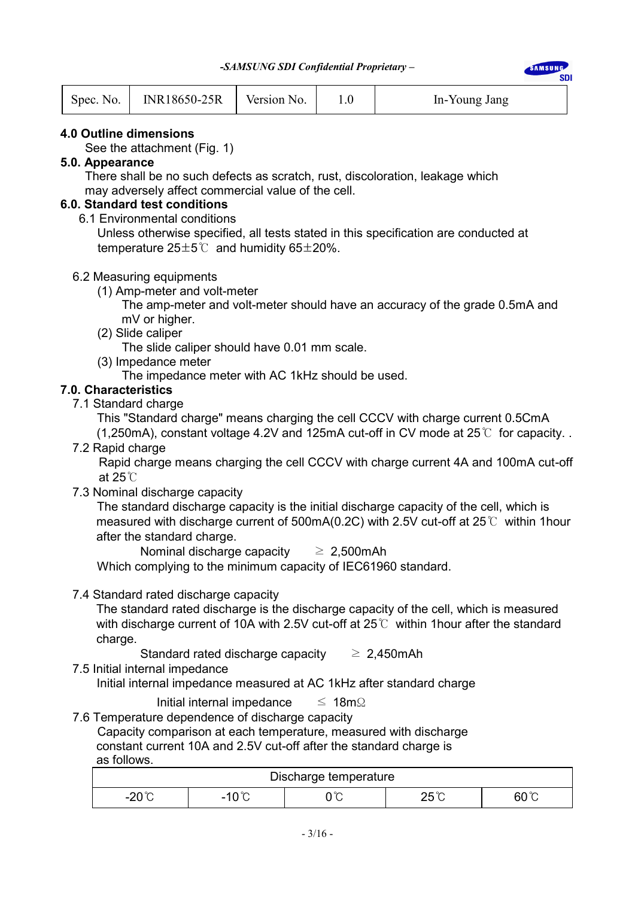## 4.0 Outline dimensions

See the attachment (Fig. 1)

## 5.0. Appearance

There shall be no such defects as scratch, rust, discoloration, leakage which may adversely affect commercial value of the cell.

## 6.0. Standard test conditions

### 6.1 Environmental conditions

Unless otherwise specified, all tests stated in this specification are conducted at temperature 25±5℃ and humidity 65±20%.

### 6.2 Measuring equipments

(1) Amp-meter and volt-meter

The amp-meter and volt-meter should have an accuracy of the grade 0.5mA and mV or higher.

(2) Slide caliper

The slide caliper should have 0.01 mm scale.

(3) Impedance meter

The impedance meter with AC 1kHz should be used.

## 7.0. Characteristics

### 7.1 Standard charge

This "Standard charge" means charging the cell CCCV with charge current 0.5CmA (1,250mA), constant voltage 4.2V and 125mA cut-off in CV mode at 25℃ for capacity. .

### 7.2 Rapid charge

Rapid charge means charging the cell CCCV with charge current 4A and 100mA cut-off at 25℃

### 7.3 Nominal discharge capacity

The standard discharge capacity is the initial discharge capacity of the cell, which is measured with discharge current of 500mA(0.2C) with 2.5V cut-off at 25℃ within 1hour after the standard charge.

Nominal discharge capacity ≥ 2,500mAh

Which complying to the minimum capacity of IEC61960 standard.

### 7.4 Standard rated discharge capacity

The standard rated discharge is the discharge capacity of the cell, which is measured with discharge current of 10A with 2.5V cut-off at 25℃ within 1hour after the standard charge.

Standard rated discharge capacity ≥ 2,450mAh

### 7.5 Initial internal impedance

Initial internal impedance measured at AC 1kHz after standard charge

Initial internal impedance ≤ 18mΩ

### 7.6 Temperature dependence of discharge capacity

Capacity comparison at each temperature, measured with discharge constant current 10A and 2.5V cut-off after the standard charge is as follows.

| Discharge temperature | | | | |
|---|---|---|---|---|
| -20℃ | -10℃ | 0℃ | 25℃ | 60℃ |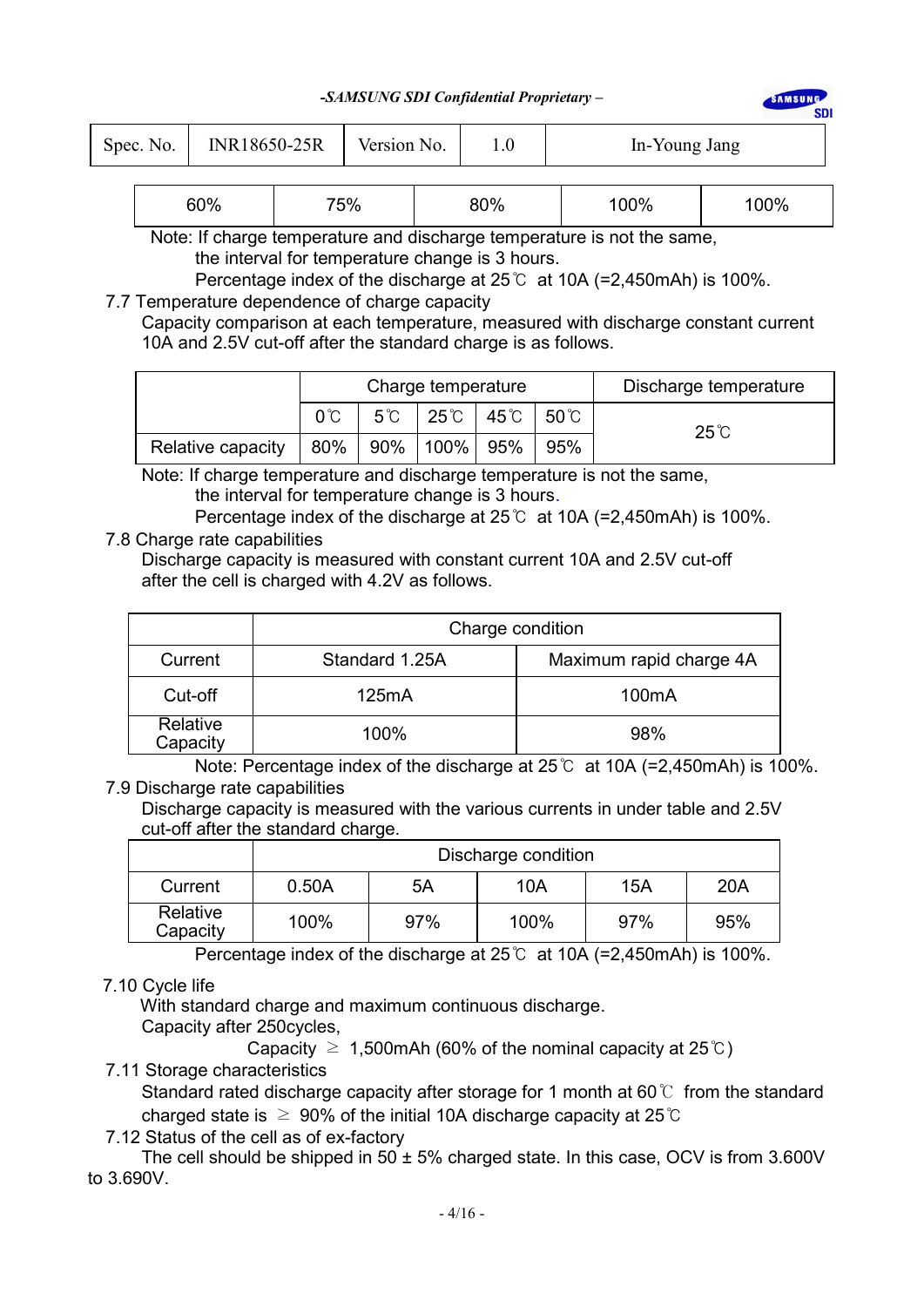| 60% | 75% | 80% | 100% | 100% |
|---|---|---|---|---|

Note: If charge temperature and discharge temperature is not the same, the interval for temperature change is 3 hours.
Percentage index of the discharge at 25℃ at 10A (=2,450mAh) is 100%.

7.7 Temperature dependence of charge capacity

Capacity comparison at each temperature, measured with discharge constant current 10A and 2.5V cut-off after the standard charge is as follows.

| | Charge temperature | | | | | Discharge temperature |
|---|---|---|---|---|---|---|
| | 0℃ | 5℃ | 25℃ | 45℃ | 50℃ | 25℃ |
| Relative capacity | 80% | 90% | 100% | 95% | 95% | |

Note: If charge temperature and discharge temperature is not the same, the interval for temperature change is 3 hours.
Percentage index of the discharge at 25℃ at 10A (=2,450mAh) is 100%.

7.8 Charge rate capabilities

Discharge capacity is measured with constant current 10A and 2.5V cut-off after the cell is charged with 4.2V as follows.

| | Charge condition | |
|---|---|---|
| Current | Standard 1.25A | Maximum rapid charge 4A |
| Cut-off | 125mA | 100mA |
| Relative Capacity | 100% | 98% |

Note: Percentage index of the discharge at 25℃ at 10A (=2,450mAh) is 100%.

7.9 Discharge rate capabilities

Discharge capacity is measured with the various currents in under table and 2.5V cut-off after the standard charge.

| | Discharge condition | | | | |
|---|---|---|---|---|---|
| Current | 0.50A | 5A | 10A | 15A | 20A |
| Relative Capacity | 100% | 97% | 100% | 97% | 95% |

Percentage index of the discharge at 25℃ at 10A (=2,450mAh) is 100%.

7.10 Cycle life

With standard charge and maximum continuous discharge.
Capacity after 250cycles,

Capacity ≥ 1,500mAh (60% of the nominal capacity at 25℃)

7.11 Storage characteristics

Standard rated discharge capacity after storage for 1 month at 60℃ from the standard charged state is ≥ 90% of the initial 10A discharge capacity at 25℃

7.12 Status of the cell as of ex-factory

The cell should be shipped in 50 ± 5% charged state. In this case, OCV is from 3.600V to 3.690V.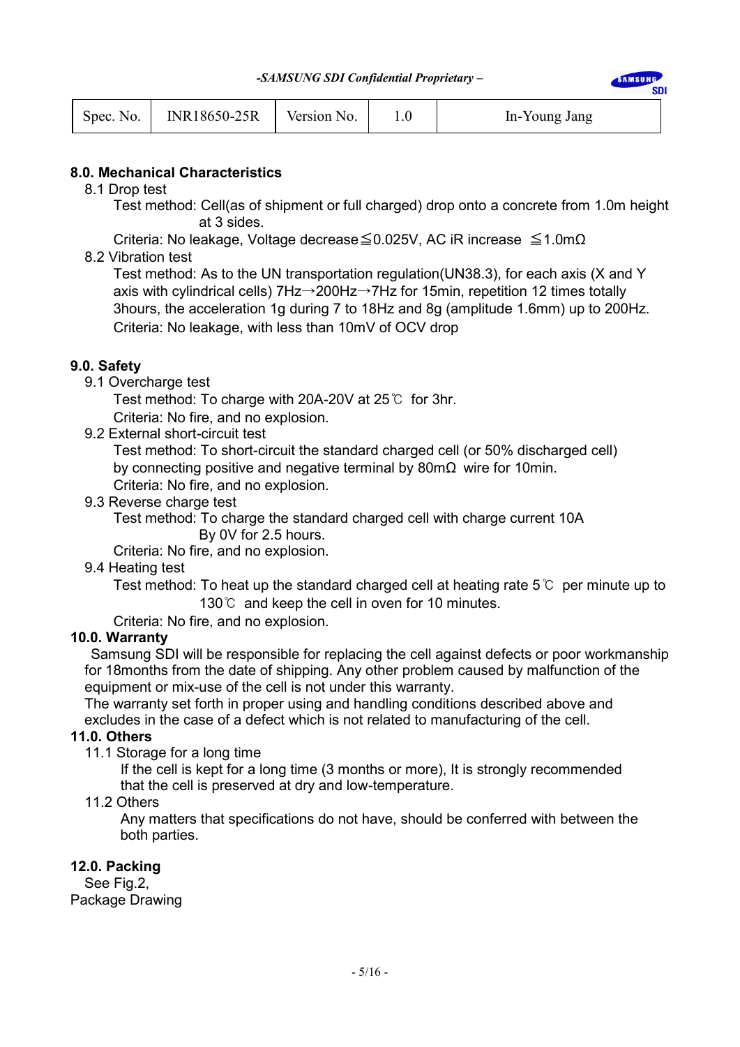| Spec. No. | INR18650-25R | Version No. | 1.0 | In-Young Jang |
|---|---|---|---|---|

## 8.0. Mechanical Characteristics

8.1 Drop test

Test method: Cell(as of shipment or full charged) drop onto a concrete from 1.0m height at 3 sides.

Criteria: No leakage, Voltage decrease≦0.025V, AC iR increase ≦1.0mΩ

8.2 Vibration test

Test method: As to the UN transportation regulation(UN38.3), for each axis (X and Y axis with cylindrical cells) 7Hz→200Hz→7Hz for 15min, repetition 12 times totally 3hours, the acceleration 1g during 7 to 18Hz and 8g (amplitude 1.6mm) up to 200Hz.

Criteria: No leakage, with less than 10mV of OCV drop

## 9.0. Safety

9.1 Overcharge test

Test method: To charge with 20A-20V at 25℃ for 3hr.

Criteria: No fire, and no explosion.

9.2 External short-circuit test

Test method: To short-circuit the standard charged cell (or 50% discharged cell) by connecting positive and negative terminal by 80mΩ wire for 10min.

Criteria: No fire, and no explosion.

9.3 Reverse charge test

Test method: To charge the standard charged cell with charge current 10A By 0V for 2.5 hours.

Criteria: No fire, and no explosion.

9.4 Heating test

Test method: To heat up the standard charged cell at heating rate 5℃ per minute up to 130℃ and keep the cell in oven for 10 minutes.

Criteria: No fire, and no explosion.

## 10.0. Warranty

Samsung SDI will be responsible for replacing the cell against defects or poor workmanship for 18months from the date of shipping. Any other problem caused by malfunction of the equipment or mix-use of the cell is not under this warranty.

The warranty set forth in proper using and handling conditions described above and excludes in the case of a defect which is not related to manufacturing of the cell.

## 11.0. Others

11.1 Storage for a long time

If the cell is kept for a long time (3 months or more), It is strongly recommended that the cell is preserved at dry and low-temperature.

11.2 Others

Any matters that specifications do not have, should be conferred with between the both parties.

## 12.0. Packing

See Fig.2,

Package Drawing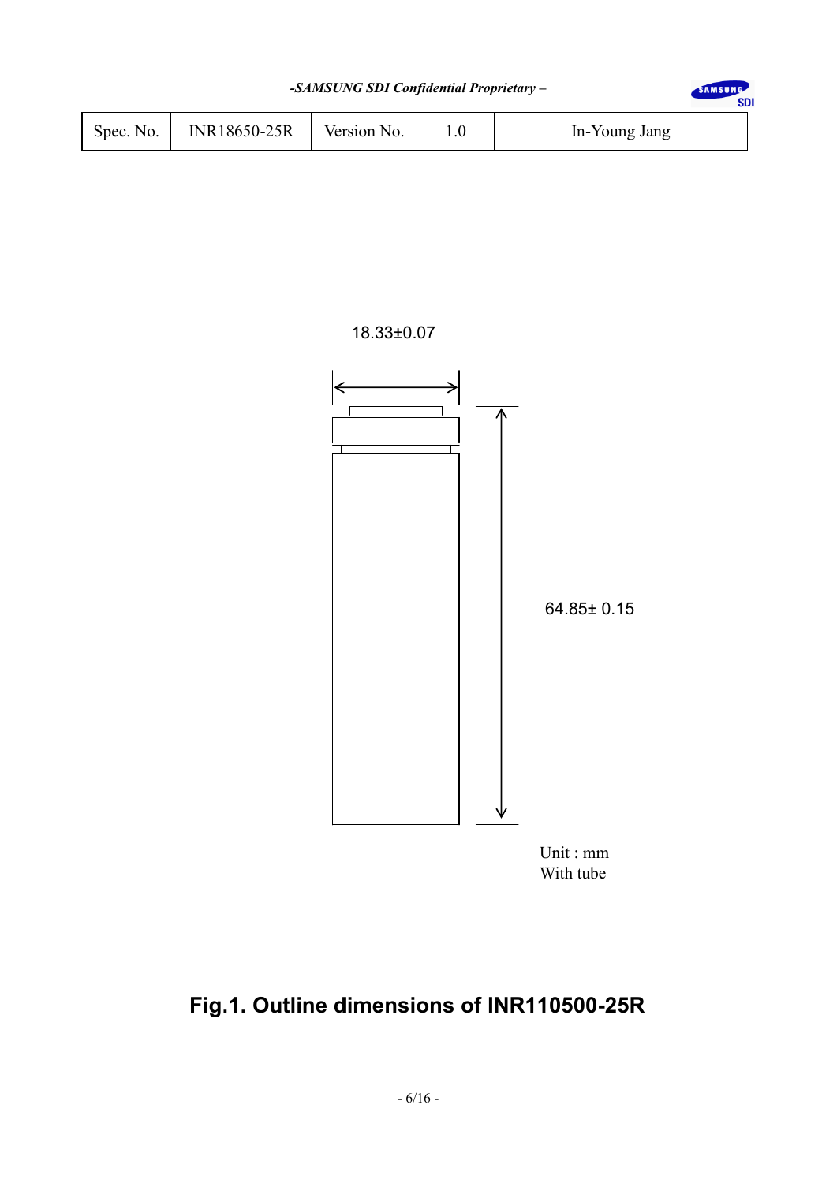18.33±0.07

64.85± 0.15

Unit : mm
With tube

**Fig.1. Outline dimensions of INR110500-25R**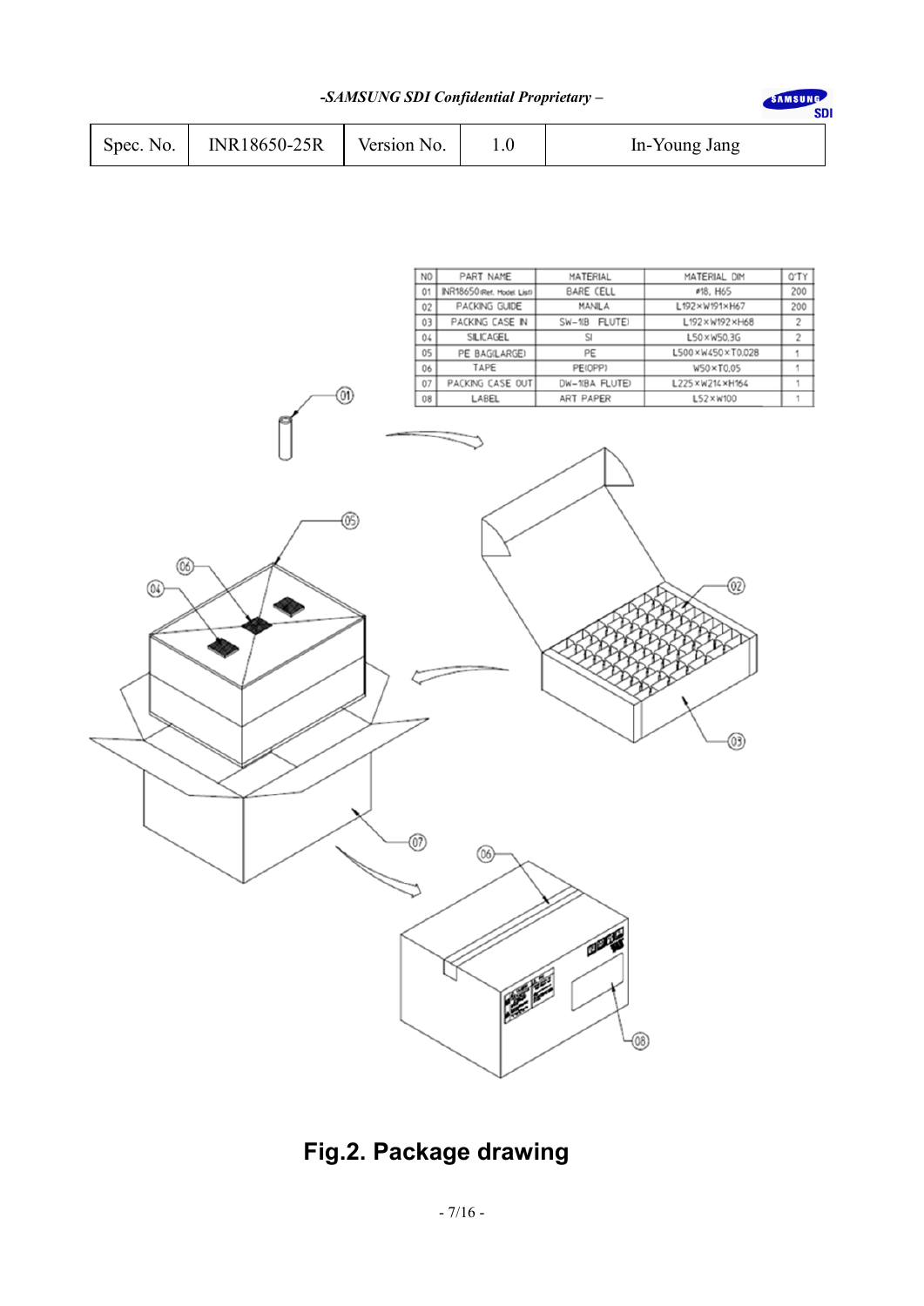| NO | PART NAME | MATERIAL | MATERIAL DIM | Q'TY |
|---|---|---|---|---|
| 01 | INR18650(Ref. Model List) | BARE CELL | ∅18, H65 | 200 |
| 02 | PACKING GUIDE | MANILA | L192×W191×H67 | 200 |
| 03 | PACKING CASE IN | SW-1(B FLUTE) | L192×W192×H68 | 2 |
| 04 | SILICAGEL | SI | L50×W50.3G | 2 |
| 05 | PE BAG(LARGE) | PE | L500×W450×T0.028 | 1 |
| 06 | TAPE | PE(OPP) | W50×T0.05 | 1 |
| 07 | PACKING CASE OUT | DW-1(BA FLUTE) | L225×W214×H164 | 1 |
| 08 | LABEL | ART PAPER | L52×W100 | 1 |

**Fig.2. Package drawing**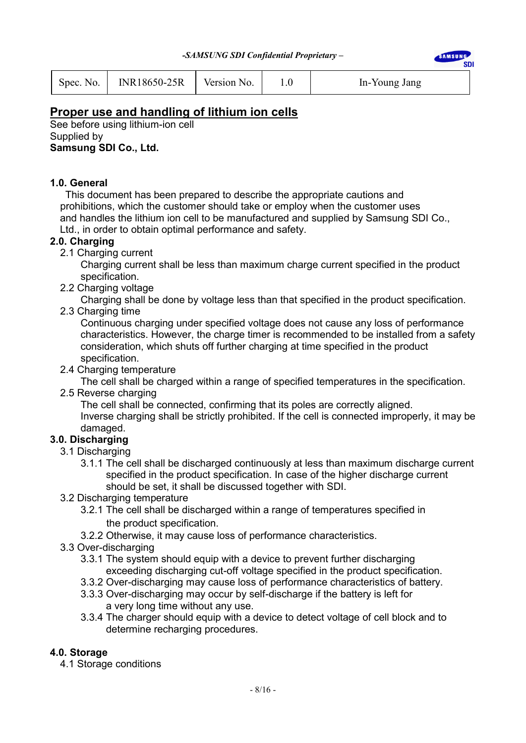## Proper use and handling of lithium ion cells

See before using lithium-ion cell
Supplied by
**Samsung SDI Co., Ltd.**

### 1.0. General

This document has been prepared to describe the appropriate cautions and prohibitions, which the customer should take or employ when the customer uses and handles the lithium ion cell to be manufactured and supplied by Samsung SDI Co., Ltd., in order to obtain optimal performance and safety.

### 2.0. Charging

2.1 Charging current

Charging current shall be less than maximum charge current specified in the product specification.

2.2 Charging voltage

Charging shall be done by voltage less than that specified in the product specification.

2.3 Charging time

Continuous charging under specified voltage does not cause any loss of performance characteristics. However, the charge timer is recommended to be installed from a safety consideration, which shuts off further charging at time specified in the product specification.

2.4 Charging temperature

The cell shall be charged within a range of specified temperatures in the specification.

2.5 Reverse charging

The cell shall be connected, confirming that its poles are correctly aligned. Inverse charging shall be strictly prohibited. If the cell is connected improperly, it may be damaged.

### 3.0. Discharging

3.1 Discharging

3.1.1 The cell shall be discharged continuously at less than maximum discharge current specified in the product specification. In case of the higher discharge current should be set, it shall be discussed together with SDI.

3.2 Discharging temperature

3.2.1 The cell shall be discharged within a range of temperatures specified in the product specification.

3.2.2 Otherwise, it may cause loss of performance characteristics.

3.3 Over-discharging

3.3.1 The system should equip with a device to prevent further discharging exceeding discharging cut-off voltage specified in the product specification.

3.3.2 Over-discharging may cause loss of performance characteristics of battery.

3.3.3 Over-discharging may occur by self-discharge if the battery is left for a very long time without any use.

3.3.4 The charger should equip with a device to detect voltage of cell block and to determine recharging procedures.

### 4.0. Storage

4.1 Storage conditions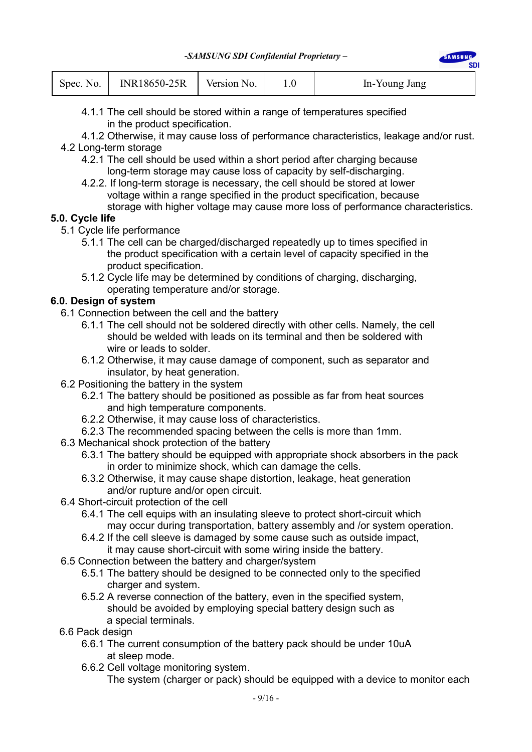4.1.1 The cell should be stored within a range of temperatures specified in the product specification.

4.1.2 Otherwise, it may cause loss of performance characteristics, leakage and/or rust.

4.2 Long-term storage

4.2.1 The cell should be used within a short period after charging because long-term storage may cause loss of capacity by self-discharging.

4.2.2. If long-term storage is necessary, the cell should be stored at lower voltage within a range specified in the product specification, because storage with higher voltage may cause more loss of performance characteristics.

**5.0. Cycle life**

5.1 Cycle life performance

5.1.1 The cell can be charged/discharged repeatedly up to times specified in the product specification with a certain level of capacity specified in the product specification.

5.1.2 Cycle life may be determined by conditions of charging, discharging, operating temperature and/or storage.

**6.0. Design of system**

6.1 Connection between the cell and the battery

6.1.1 The cell should not be soldered directly with other cells. Namely, the cell should be welded with leads on its terminal and then be soldered with wire or leads to solder.

6.1.2 Otherwise, it may cause damage of component, such as separator and insulator, by heat generation.

6.2 Positioning the battery in the system

6.2.1 The battery should be positioned as possible as far from heat sources and high temperature components.

6.2.2 Otherwise, it may cause loss of characteristics.

6.2.3 The recommended spacing between the cells is more than 1mm.

6.3 Mechanical shock protection of the battery

6.3.1 The battery should be equipped with appropriate shock absorbers in the pack in order to minimize shock, which can damage the cells.

6.3.2 Otherwise, it may cause shape distortion, leakage, heat generation and/or rupture and/or open circuit.

6.4 Short-circuit protection of the cell

6.4.1 The cell equips with an insulating sleeve to protect short-circuit which may occur during transportation, battery assembly and /or system operation.

6.4.2 If the cell sleeve is damaged by some cause such as outside impact, it may cause short-circuit with some wiring inside the battery.

6.5 Connection between the battery and charger/system

6.5.1 The battery should be designed to be connected only to the specified charger and system.

6.5.2 A reverse connection of the battery, even in the specified system, should be avoided by employing special battery design such as a special terminals.

6.6 Pack design

6.6.1 The current consumption of the battery pack should be under 10uA at sleep mode.

6.6.2 Cell voltage monitoring system.

The system (charger or pack) should be equipped with a device to monitor each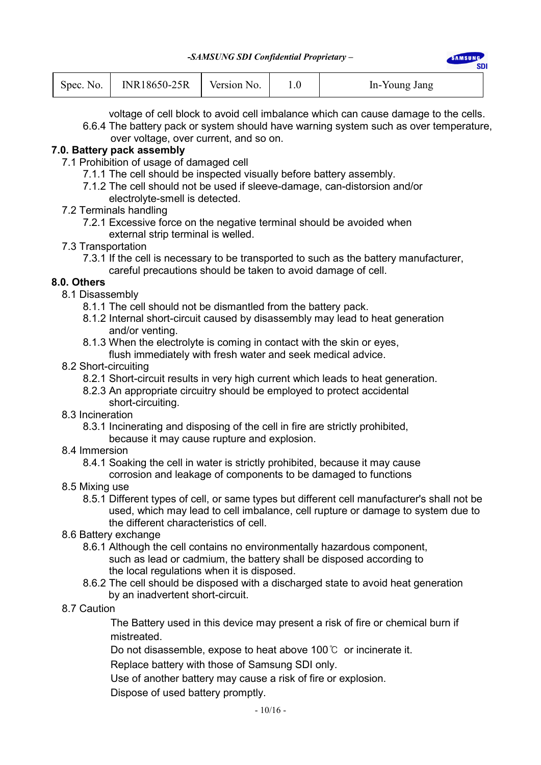voltage of cell block to avoid cell imbalance which can cause damage to the cells.

6.6.4 The battery pack or system should have warning system such as over temperature, over voltage, over current, and so on.

## 7.0. Battery pack assembly

7.1 Prohibition of usage of damaged cell

- 7.1.1 The cell should be inspected visually before battery assembly.
- 7.1.2 The cell should not be used if sleeve-damage, can-distorsion and/or electrolyte-smell is detected.

7.2 Terminals handling

- 7.2.1 Excessive force on the negative terminal should be avoided when external strip terminal is welled.

7.3 Transportation

- 7.3.1 If the cell is necessary to be transported to such as the battery manufacturer, careful precautions should be taken to avoid damage of cell.

## 8.0. Others

8.1 Disassembly

- 8.1.1 The cell should not be dismantled from the battery pack.
- 8.1.2 Internal short-circuit caused by disassembly may lead to heat generation and/or venting.
- 8.1.3 When the electrolyte is coming in contact with the skin or eyes, flush immediately with fresh water and seek medical advice.

8.2 Short-circuiting

- 8.2.1 Short-circuit results in very high current which leads to heat generation.
- 8.2.3 An appropriate circuitry should be employed to protect accidental short-circuiting.

8.3 Incineration

- 8.3.1 Incinerating and disposing of the cell in fire are strictly prohibited, because it may cause rupture and explosion.

8.4 Immersion

- 8.4.1 Soaking the cell in water is strictly prohibited, because it may cause corrosion and leakage of components to be damaged to functions

8.5 Mixing use

- 8.5.1 Different types of cell, or same types but different cell manufacturer's shall not be used, which may lead to cell imbalance, cell rupture or damage to system due to the different characteristics of cell.

8.6 Battery exchange

- 8.6.1 Although the cell contains no environmentally hazardous component, such as lead or cadmium, the battery shall be disposed according to the local regulations when it is disposed.
- 8.6.2 The cell should be disposed with a discharged state to avoid heat generation by an inadvertent short-circuit.

8.7 Caution

The Battery used in this device may present a risk of fire or chemical burn if mistreated.

Do not disassemble, expose to heat above 100℃ or incinerate it.

Replace battery with those of Samsung SDI only.

Use of another battery may cause a risk of fire or explosion.

Dispose of used battery promptly.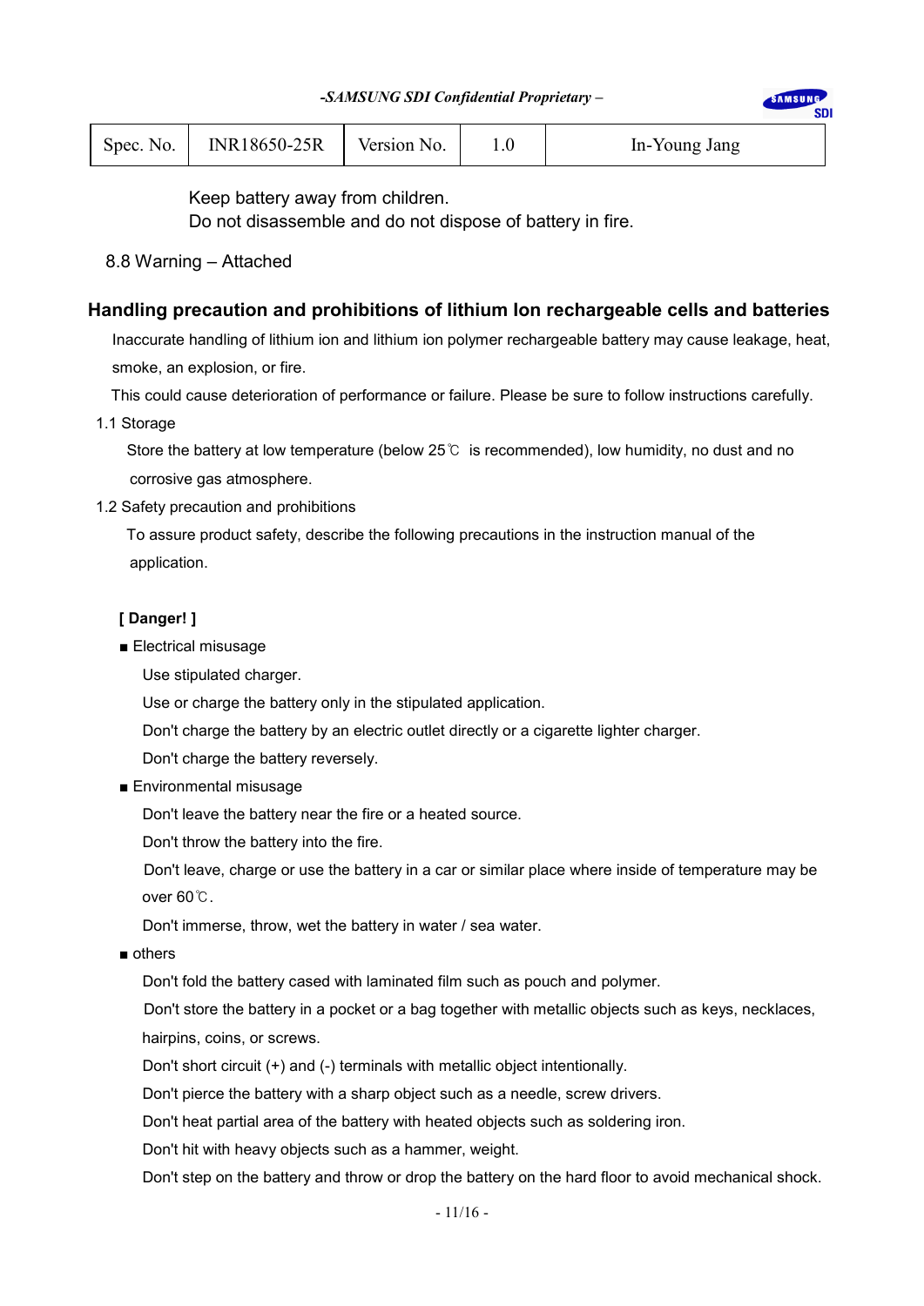Keep battery away from children.
Do not disassemble and do not dispose of battery in fire.

8.8 Warning – Attached

## Handling precaution and prohibitions of lithium Ion rechargeable cells and batteries

Inaccurate handling of lithium ion and lithium ion polymer rechargeable battery may cause leakage, heat, smoke, an explosion, or fire.

This could cause deterioration of performance or failure. Please be sure to follow instructions carefully.

1.1 Storage

Store the battery at low temperature (below 25℃ is recommended), low humidity, no dust and no corrosive gas atmosphere.

1.2 Safety precaution and prohibitions

To assure product safety, describe the following precautions in the instruction manual of the application.

**[ Danger! ]**

■ Electrical misusage

Use stipulated charger.

Use or charge the battery only in the stipulated application.

Don't charge the battery by an electric outlet directly or a cigarette lighter charger.

Don't charge the battery reversely.

■ Environmental misusage

Don't leave the battery near the fire or a heated source.

Don't throw the battery into the fire.

Don't leave, charge or use the battery in a car or similar place where inside of temperature may be over 60℃.

Don't immerse, throw, wet the battery in water / sea water.

■ others

Don't fold the battery cased with laminated film such as pouch and polymer.

Don't store the battery in a pocket or a bag together with metallic objects such as keys, necklaces, hairpins, coins, or screws.

Don't short circuit (+) and (-) terminals with metallic object intentionally.

Don't pierce the battery with a sharp object such as a needle, screw drivers.

Don't heat partial area of the battery with heated objects such as soldering iron.

Don't hit with heavy objects such as a hammer, weight.

Don't step on the battery and throw or drop the battery on the hard floor to avoid mechanical shock.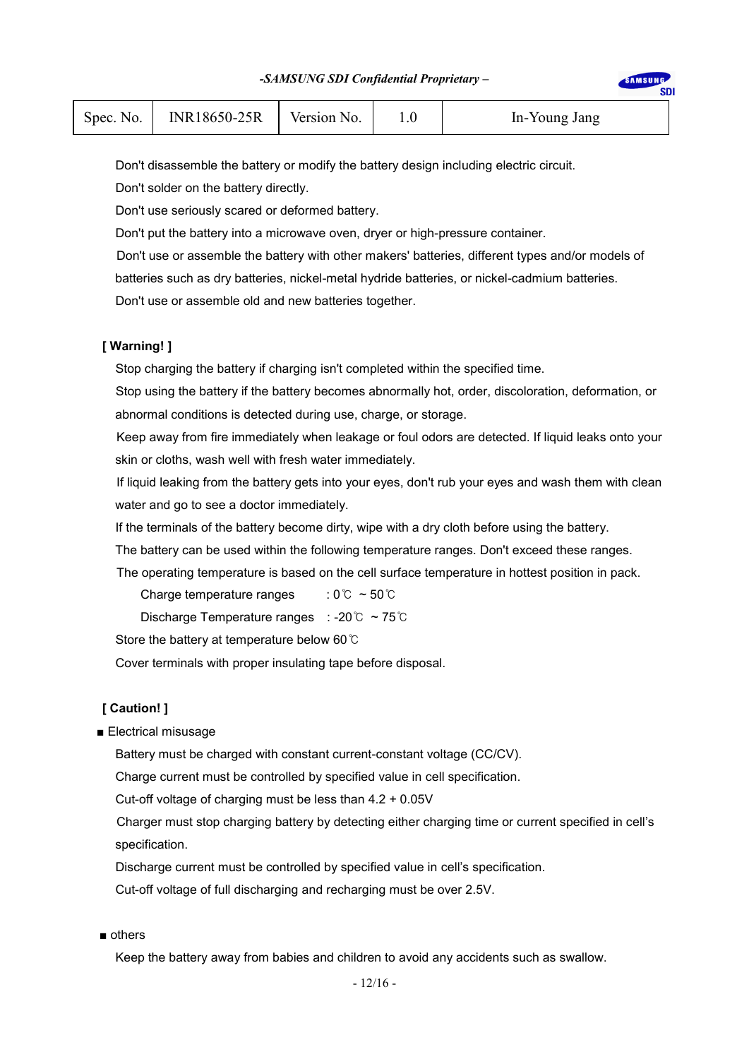Don't disassemble the battery or modify the battery design including electric circuit.

Don't solder on the battery directly.

Don't use seriously scared or deformed battery.

Don't put the battery into a microwave oven, dryer or high-pressure container.

Don't use or assemble the battery with other makers' batteries, different types and/or models of batteries such as dry batteries, nickel-metal hydride batteries, or nickel-cadmium batteries.

Don't use or assemble old and new batteries together.

**[ Warning! ]**

Stop charging the battery if charging isn't completed within the specified time.

Stop using the battery if the battery becomes abnormally hot, order, discoloration, deformation, or abnormal conditions is detected during use, charge, or storage.

Keep away from fire immediately when leakage or foul odors are detected. If liquid leaks onto your skin or cloths, wash well with fresh water immediately.

If liquid leaking from the battery gets into your eyes, don't rub your eyes and wash them with clean water and go to see a doctor immediately.

If the terminals of the battery become dirty, wipe with a dry cloth before using the battery.

The battery can be used within the following temperature ranges. Don't exceed these ranges.

The operating temperature is based on the cell surface temperature in hottest position in pack.

Charge temperature ranges : 0℃ ~ 50℃

Discharge Temperature ranges : -20℃ ~ 75℃

Store the battery at temperature below 60℃

Cover terminals with proper insulating tape before disposal.

**[ Caution! ]**

■ Electrical misusage

Battery must be charged with constant current-constant voltage (CC/CV).

Charge current must be controlled by specified value in cell specification.

Cut-off voltage of charging must be less than 4.2 + 0.05V

Charger must stop charging battery by detecting either charging time or current specified in cell's specification.

Discharge current must be controlled by specified value in cell's specification.

Cut-off voltage of full discharging and recharging must be over 2.5V.

■ others

Keep the battery away from babies and children to avoid any accidents such as swallow.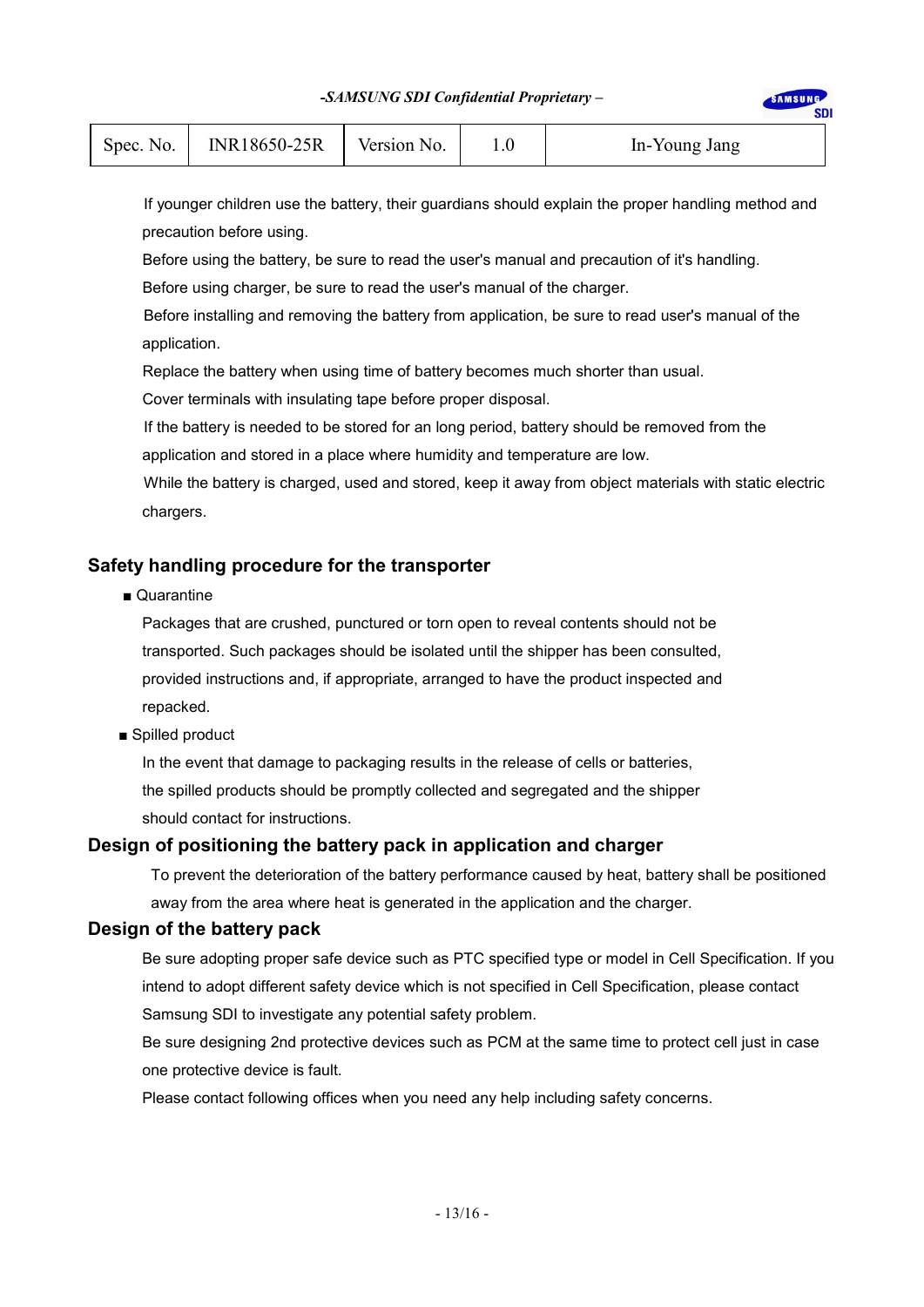If younger children use the battery, their guardians should explain the proper handling method and precaution before using.

Before using the battery, be sure to read the user's manual and precaution of it's handling.

Before using charger, be sure to read the user's manual of the charger.

Before installing and removing the battery from application, be sure to read user's manual of the application.

Replace the battery when using time of battery becomes much shorter than usual.

Cover terminals with insulating tape before proper disposal.

If the battery is needed to be stored for an long period, battery should be removed from the application and stored in a place where humidity and temperature are low.

While the battery is charged, used and stored, keep it away from object materials with static electric chargers.

## Safety handling procedure for the transporter

■ Quarantine

Packages that are crushed, punctured or torn open to reveal contents should not be transported. Such packages should be isolated until the shipper has been consulted, provided instructions and, if appropriate, arranged to have the product inspected and repacked.

■ Spilled product

In the event that damage to packaging results in the release of cells or batteries, the spilled products should be promptly collected and segregated and the shipper should contact for instructions.

## Design of positioning the battery pack in application and charger

To prevent the deterioration of the battery performance caused by heat, battery shall be positioned away from the area where heat is generated in the application and the charger.

## Design of the battery pack

Be sure adopting proper safe device such as PTC specified type or model in Cell Specification. If you intend to adopt different safety device which is not specified in Cell Specification, please contact Samsung SDI to investigate any potential safety problem.

Be sure designing 2nd protective devices such as PCM at the same time to protect cell just in case one protective device is fault.

Please contact following offices when you need any help including safety concerns.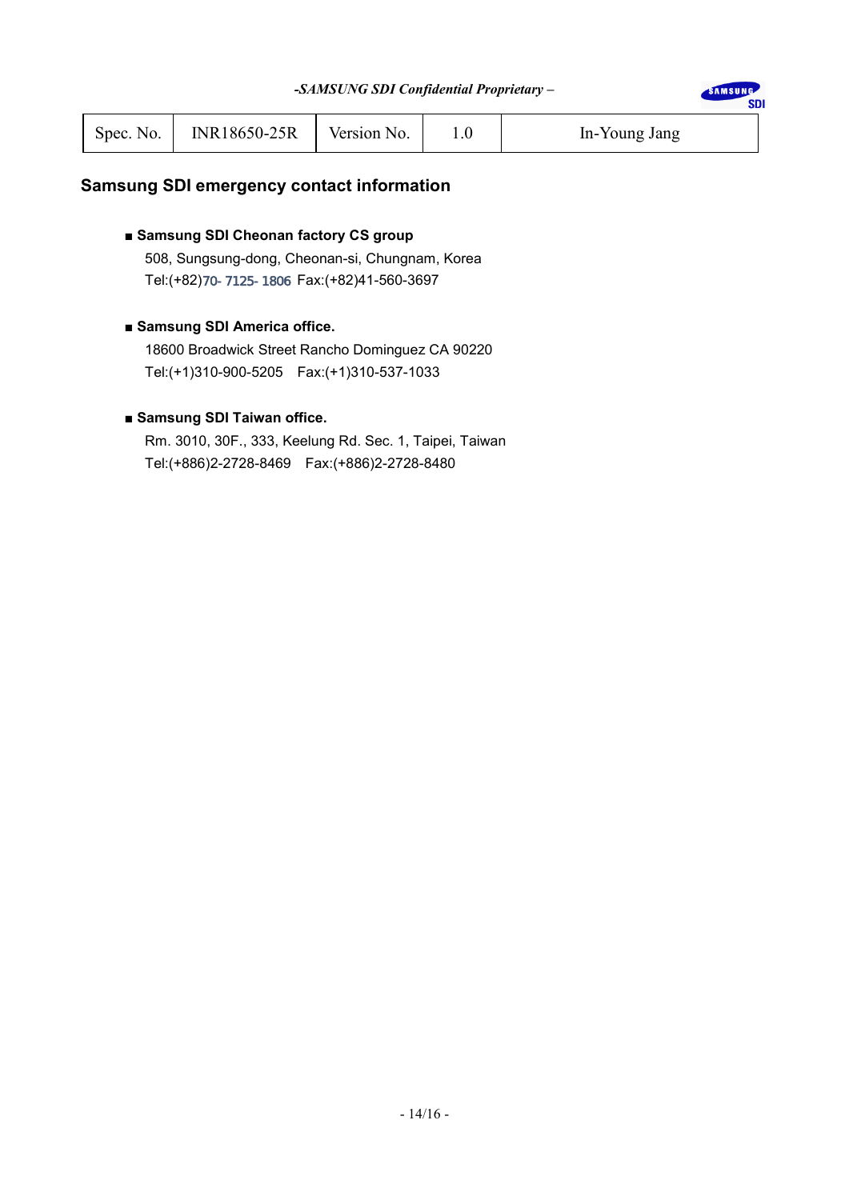## Samsung SDI emergency contact information

- **Samsung SDI Cheonan factory CS group**

  508, Sungsung-dong, Cheonan-si, Chungnam, Korea

  Tel:(+82)70- 7125- 1806 Fax:(+82)41-560-3697

- **Samsung SDI America office.**

  18600 Broadwick Street Rancho Dominguez CA 90220

  Tel:(+1)310-900-5205 Fax:(+1)310-537-1033

- **Samsung SDI Taiwan office.**

  Rm. 3010, 30F., 333, Keelung Rd. Sec. 1, Taipei, Taiwan

  Tel:(+886)2-2728-8469 Fax:(+886)2-2728-8480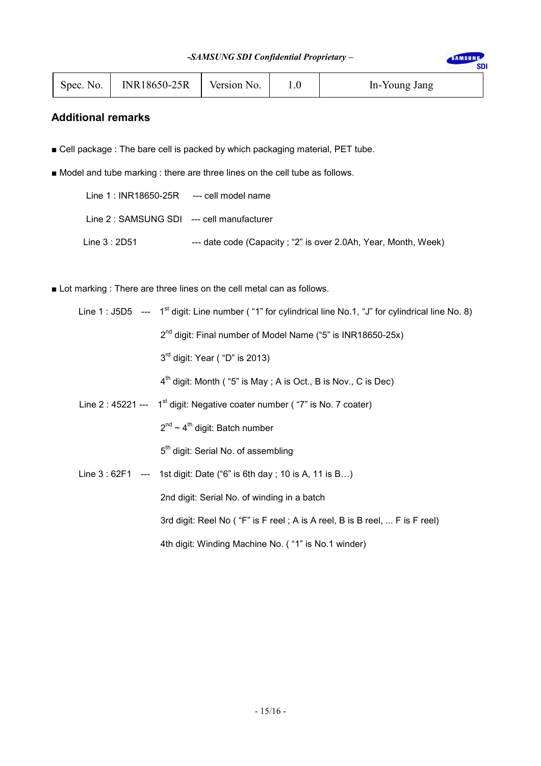| Spec. No. | INR18650-25R | Version No. | 1.0 | In-Young Jang |
|---|---|---|---|---|

## Additional remarks

■ Cell package : The bare cell is packed by which packaging material, PET tube.

■ Model and tube marking : there are three lines on the cell tube as follows.

Line 1 : INR18650-25R --- cell model name

Line 2 : SAMSUNG SDI --- cell manufacturer

Line 3 : 2D51 --- date code (Capacity ; "2" is over 2.0Ah, Year, Month, Week)

■ Lot marking : There are three lines on the cell metal can as follows.

Line 1 : J5D5 --- 1st digit: Line number ( "1" for cylindrical line No.1, "J" for cylindrical line No. 8)

2nd digit: Final number of Model Name ("5" is INR18650-25x)

3rd digit: Year ( "D" is 2013)

4th digit: Month ( "5" is May ; A is Oct., B is Nov., C is Dec)

Line 2 : 45221 --- 1st digit: Negative coater number ( "7" is No. 7 coater)

2nd ~ 4th digit: Batch number

5th digit: Serial No. of assembling

Line 3 : 62F1 --- 1st digit: Date ("6" is 6th day ; 10 is A, 11 is B…)

2nd digit: Serial No. of winding in a batch

3rd digit: Reel No ( "F" is F reel ; A is A reel, B is B reel, ... F is F reel)

4th digit: Winding Machine No. ( "1" is No.1 winder)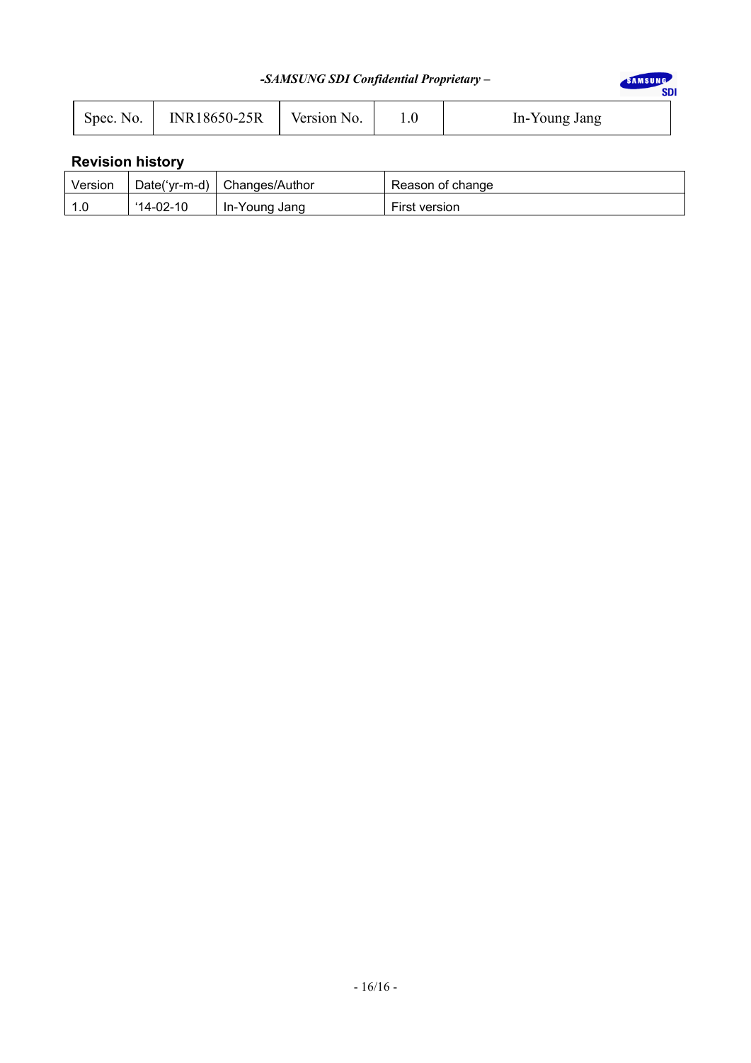| Spec. No. | INR18650-25R | Version No. | 1.0 | In-Young Jang |
|---|---|---|---|---|

## Revision history

| Version | Date('yr-m-d) | Changes/Author | Reason of change |
|---|---|---|---|
| 1.0 | '14-02-10 | In-Young Jang | First version |